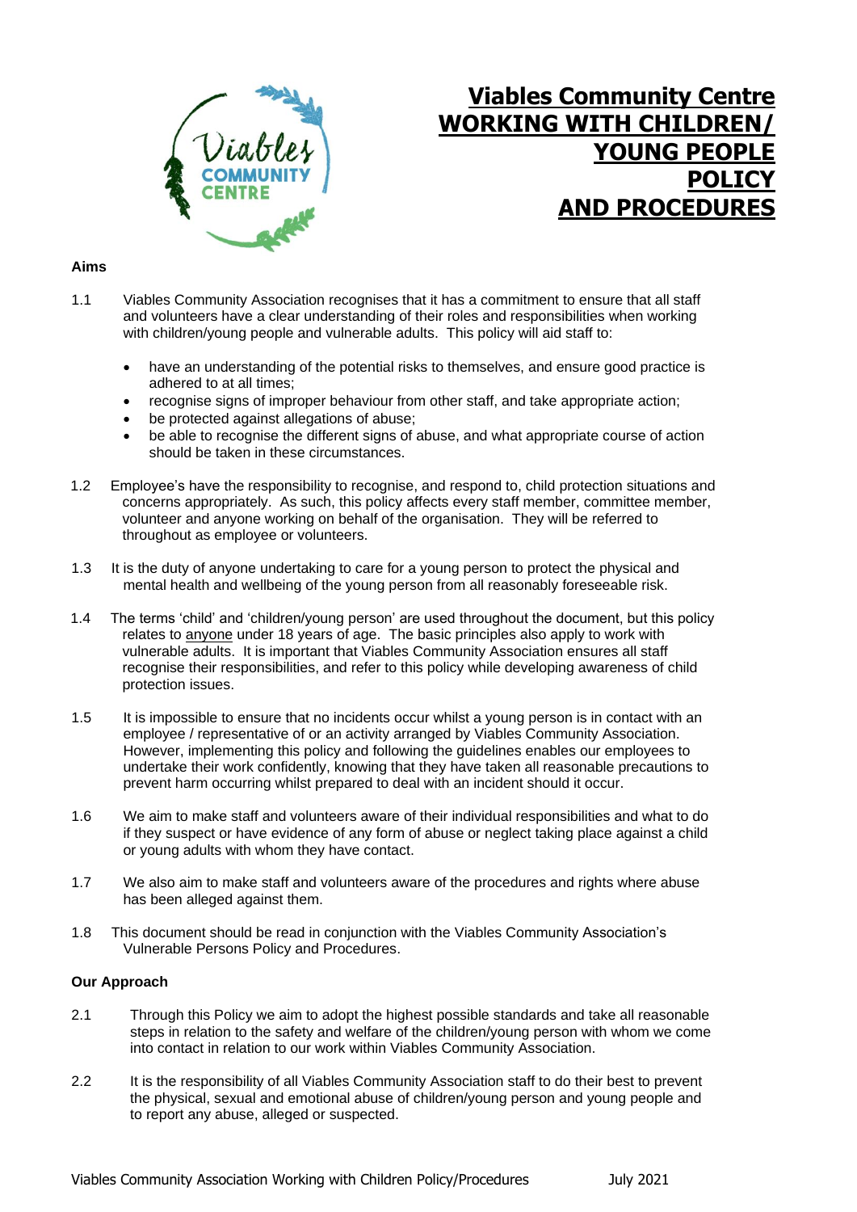# Viables Community Centre WORKING WITH CHILDREN/ YOUNG PEOPLE POLICY AND PROCEDURES

**Aims**

1.1 Viables Community Association recognises that it has a commitment to ensure that all staff and volunteers have a clear understanding of their roles and responsibilities when working with children/young people and vulnerable adults. This policy will aid staff to:

- have an understanding of the potential risks to themselves, and ensure good practice is adhered to at all times;
- recognise signs of improper behaviour from other staff, and take appropriate action;
- be protected against allegations of abuse;
- be able to recognise the different signs of abuse, and what appropriate course of action should be taken in these circumstances.

1.2 Employee's have the responsibility to recognise, and respond to, child protection situations and concerns appropriately. As such, this policy affects every staff member, committee member, volunteer and anyone working on behalf of the organisation. They will be referred to throughout as employee or volunteers.

1.3 It is the duty of anyone undertaking to care for a young person to protect the physical and mental health and wellbeing of the young person from all reasonably foreseeable risk.

1.4 The terms 'child' and 'children/young person' are used throughout the document, but this policy relates to anyone under 18 years of age. The basic principles also apply to work with vulnerable adults. It is important that Viables Community Association ensures all staff recognise their responsibilities, and refer to this policy while developing awareness of child protection issues.

1.5 It is impossible to ensure that no incidents occur whilst a young person is in contact with an employee / representative of or an activity arranged by Viables Community Association. However, implementing this policy and following the guidelines enables our employees to undertake their work confidently, knowing that they have taken all reasonable precautions to prevent harm occurring whilst prepared to deal with an incident should it occur.

1.6 We aim to make staff and volunteers aware of their individual responsibilities and what to do if they suspect or have evidence of any form of abuse or neglect taking place against a child or young adults with whom they have contact.

1.7 We also aim to make staff and volunteers aware of the procedures and rights where abuse has been alleged against them.

1.8 This document should be read in conjunction with the Viables Community Association's Vulnerable Persons Policy and Procedures.

**Our Approach**

2.1 Through this Policy we aim to adopt the highest possible standards and take all reasonable steps in relation to the safety and welfare of the children/young person with whom we come into contact in relation to our work within Viables Community Association.

2.2 It is the responsibility of all Viables Community Association staff to do their best to prevent the physical, sexual and emotional abuse of children/young person and young people and to report any abuse, alleged or suspected.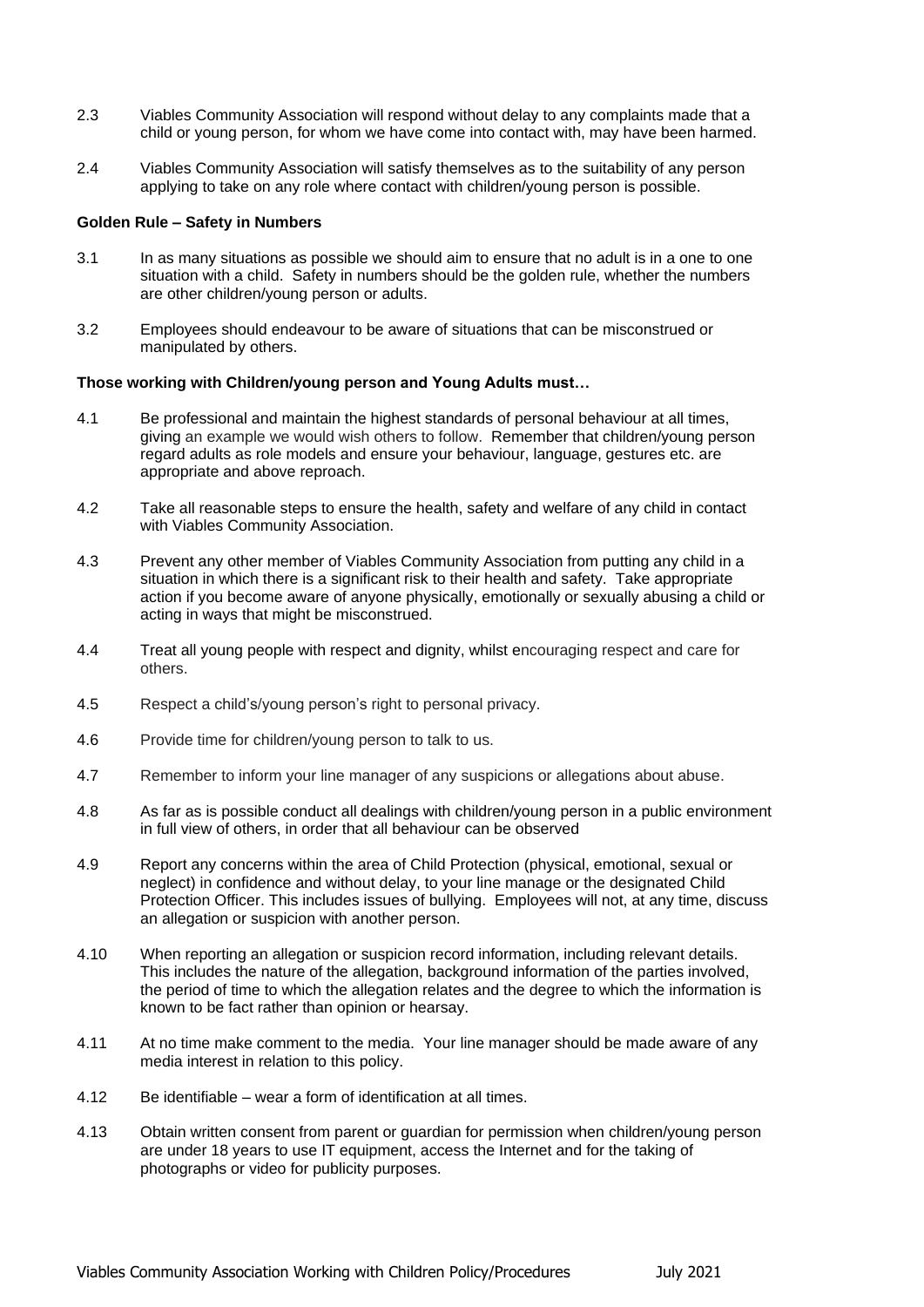2.3 Viables Community Association will respond without delay to any complaints made that a child or young person, for whom we have come into contact with, may have been harmed.

2.4 Viables Community Association will satisfy themselves as to the suitability of any person applying to take on any role where contact with children/young person is possible.

**Golden Rule – Safety in Numbers**

3.1 In as many situations as possible we should aim to ensure that no adult is in a one to one situation with a child. Safety in numbers should be the golden rule, whether the numbers are other children/young person or adults.

3.2 Employees should endeavour to be aware of situations that can be misconstrued or manipulated by others.

**Those working with Children/young person and Young Adults must…**

4.1 Be professional and maintain the highest standards of personal behaviour at all times, giving an example we would wish others to follow. Remember that children/young person regard adults as role models and ensure your behaviour, language, gestures etc. are appropriate and above reproach.

4.2 Take all reasonable steps to ensure the health, safety and welfare of any child in contact with Viables Community Association.

4.3 Prevent any other member of Viables Community Association from putting any child in a situation in which there is a significant risk to their health and safety. Take appropriate action if you become aware of anyone physically, emotionally or sexually abusing a child or acting in ways that might be misconstrued.

4.4 Treat all young people with respect and dignity, whilst encouraging respect and care for others.

4.5 Respect a child's/young person's right to personal privacy.

4.6 Provide time for children/young person to talk to us.

4.7 Remember to inform your line manager of any suspicions or allegations about abuse.

4.8 As far as is possible conduct all dealings with children/young person in a public environment in full view of others, in order that all behaviour can be observed

4.9 Report any concerns within the area of Child Protection (physical, emotional, sexual or neglect) in confidence and without delay, to your line manage or the designated Child Protection Officer. This includes issues of bullying. Employees will not, at any time, discuss an allegation or suspicion with another person.

4.10 When reporting an allegation or suspicion record information, including relevant details. This includes the nature of the allegation, background information of the parties involved, the period of time to which the allegation relates and the degree to which the information is known to be fact rather than opinion or hearsay.

4.11 At no time make comment to the media. Your line manager should be made aware of any media interest in relation to this policy.

4.12 Be identifiable – wear a form of identification at all times.

4.13 Obtain written consent from parent or guardian for permission when children/young person are under 18 years to use IT equipment, access the Internet and for the taking of photographs or video for publicity purposes.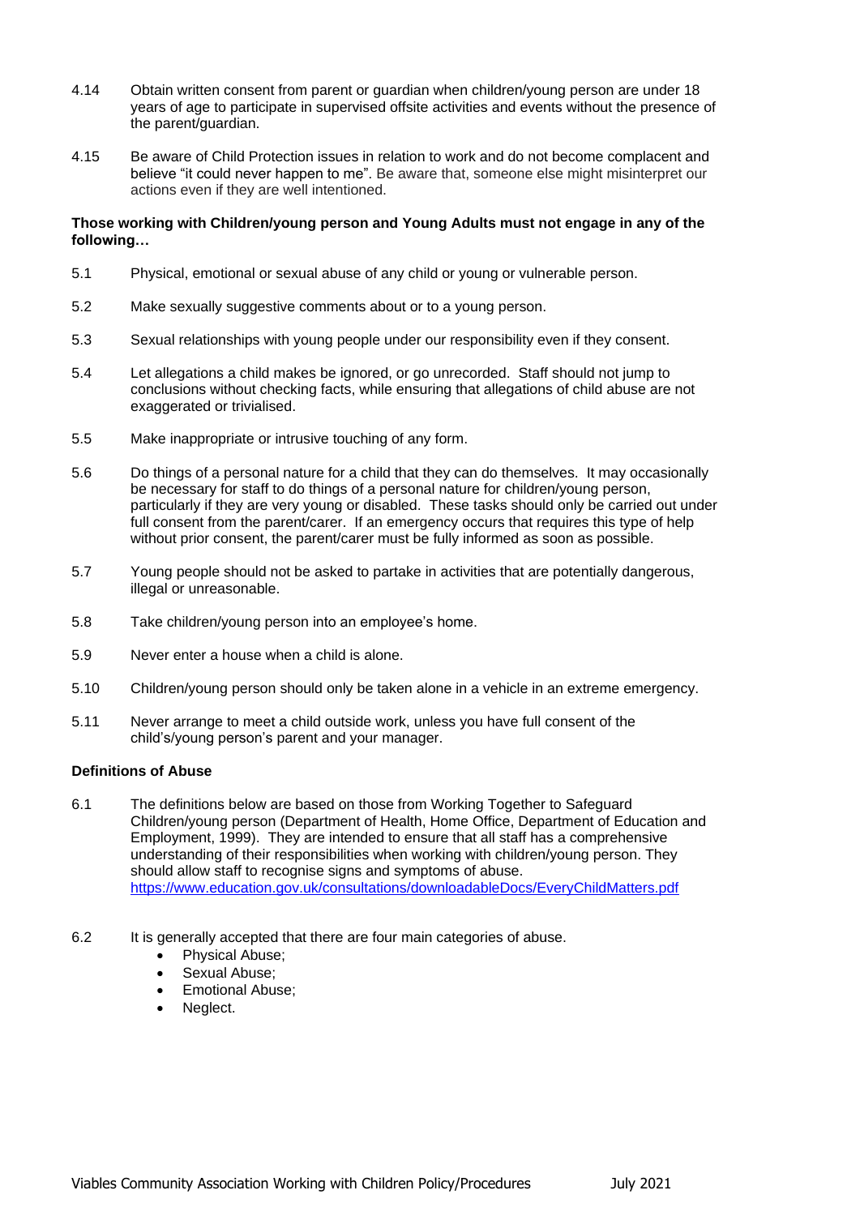4.14 Obtain written consent from parent or guardian when children/young person are under 18 years of age to participate in supervised offsite activities and events without the presence of the parent/guardian.

4.15 Be aware of Child Protection issues in relation to work and do not become complacent and believe "it could never happen to me". Be aware that, someone else might misinterpret our actions even if they are well intentioned.

**Those working with Children/young person and Young Adults must not engage in any of the following…**

5.1 Physical, emotional or sexual abuse of any child or young or vulnerable person.

5.2 Make sexually suggestive comments about or to a young person.

5.3 Sexual relationships with young people under our responsibility even if they consent.

5.4 Let allegations a child makes be ignored, or go unrecorded. Staff should not jump to conclusions without checking facts, while ensuring that allegations of child abuse are not exaggerated or trivialised.

5.5 Make inappropriate or intrusive touching of any form.

5.6 Do things of a personal nature for a child that they can do themselves. It may occasionally be necessary for staff to do things of a personal nature for children/young person, particularly if they are very young or disabled. These tasks should only be carried out under full consent from the parent/carer. If an emergency occurs that requires this type of help without prior consent, the parent/carer must be fully informed as soon as possible.

5.7 Young people should not be asked to partake in activities that are potentially dangerous, illegal or unreasonable.

5.8 Take children/young person into an employee's home.

5.9 Never enter a house when a child is alone.

5.10 Children/young person should only be taken alone in a vehicle in an extreme emergency.

5.11 Never arrange to meet a child outside work, unless you have full consent of the child's/young person's parent and your manager.

**Definitions of Abuse**

6.1 The definitions below are based on those from Working Together to Safeguard Children/young person (Department of Health, Home Office, Department of Education and Employment, 1999). They are intended to ensure that all staff has a comprehensive understanding of their responsibilities when working with children/young person. They should allow staff to recognise signs and symptoms of abuse.
https://www.education.gov.uk/consultations/downloadableDocs/EveryChildMatters.pdf

6.2 It is generally accepted that there are four main categories of abuse.

- Physical Abuse;
- Sexual Abuse;
- Emotional Abuse;
- Neglect.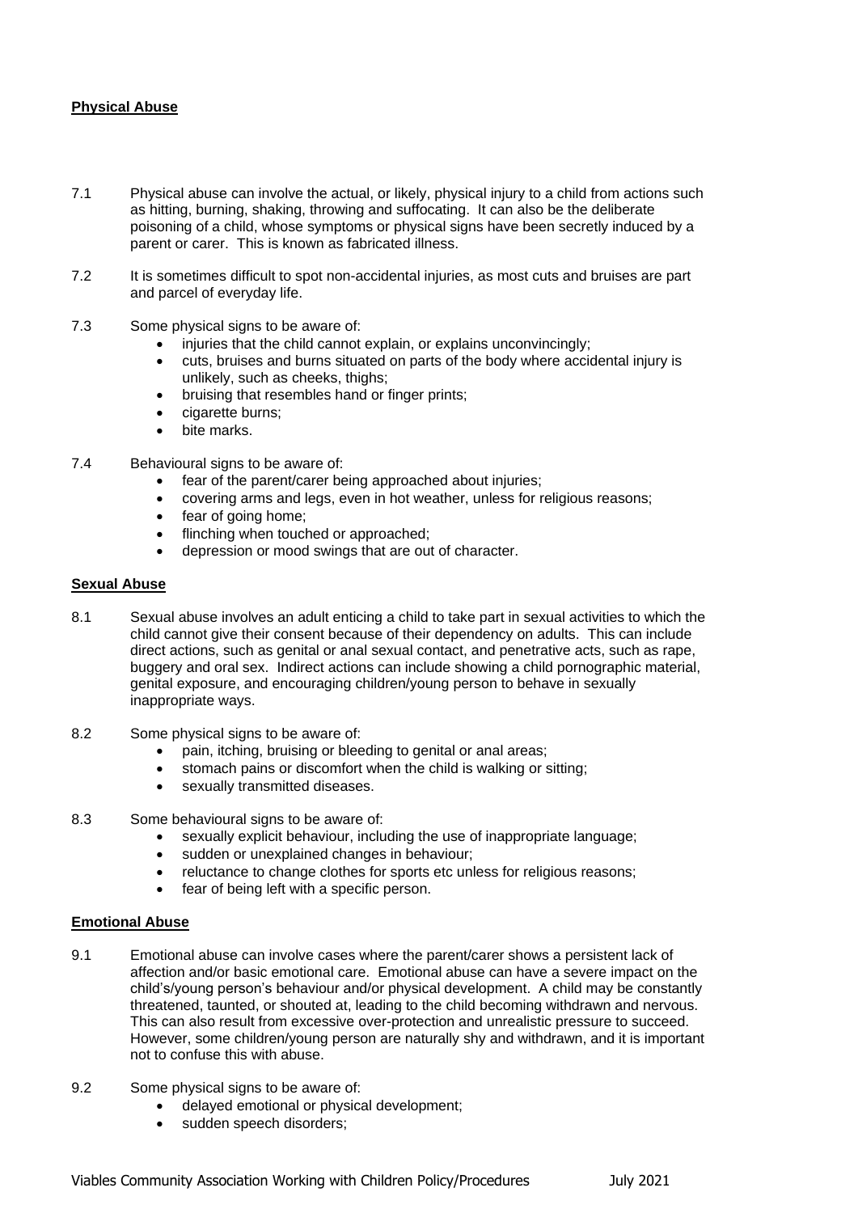**Physical Abuse**

7.1 Physical abuse can involve the actual, or likely, physical injury to a child from actions such as hitting, burning, shaking, throwing and suffocating. It can also be the deliberate poisoning of a child, whose symptoms or physical signs have been secretly induced by a parent or carer. This is known as fabricated illness.

7.2 It is sometimes difficult to spot non-accidental injuries, as most cuts and bruises are part and parcel of everyday life.

7.3 Some physical signs to be aware of:

- injuries that the child cannot explain, or explains unconvincingly;
- cuts, bruises and burns situated on parts of the body where accidental injury is unlikely, such as cheeks, thighs;
- bruising that resembles hand or finger prints;
- cigarette burns;
- bite marks.

7.4 Behavioural signs to be aware of:

- fear of the parent/carer being approached about injuries;
- covering arms and legs, even in hot weather, unless for religious reasons;
- fear of going home;
- flinching when touched or approached;
- depression or mood swings that are out of character.

**Sexual Abuse**

8.1 Sexual abuse involves an adult enticing a child to take part in sexual activities to which the child cannot give their consent because of their dependency on adults. This can include direct actions, such as genital or anal sexual contact, and penetrative acts, such as rape, buggery and oral sex. Indirect actions can include showing a child pornographic material, genital exposure, and encouraging children/young person to behave in sexually inappropriate ways.

8.2 Some physical signs to be aware of:

- pain, itching, bruising or bleeding to genital or anal areas;
- stomach pains or discomfort when the child is walking or sitting;
- sexually transmitted diseases.

8.3 Some behavioural signs to be aware of:

- sexually explicit behaviour, including the use of inappropriate language;
- sudden or unexplained changes in behaviour;
- reluctance to change clothes for sports etc unless for religious reasons;
- fear of being left with a specific person.

**Emotional Abuse**

9.1 Emotional abuse can involve cases where the parent/carer shows a persistent lack of affection and/or basic emotional care. Emotional abuse can have a severe impact on the child's/young person's behaviour and/or physical development. A child may be constantly threatened, taunted, or shouted at, leading to the child becoming withdrawn and nervous. This can also result from excessive over-protection and unrealistic pressure to succeed. However, some children/young person are naturally shy and withdrawn, and it is important not to confuse this with abuse.

9.2 Some physical signs to be aware of:

- delayed emotional or physical development;
- sudden speech disorders;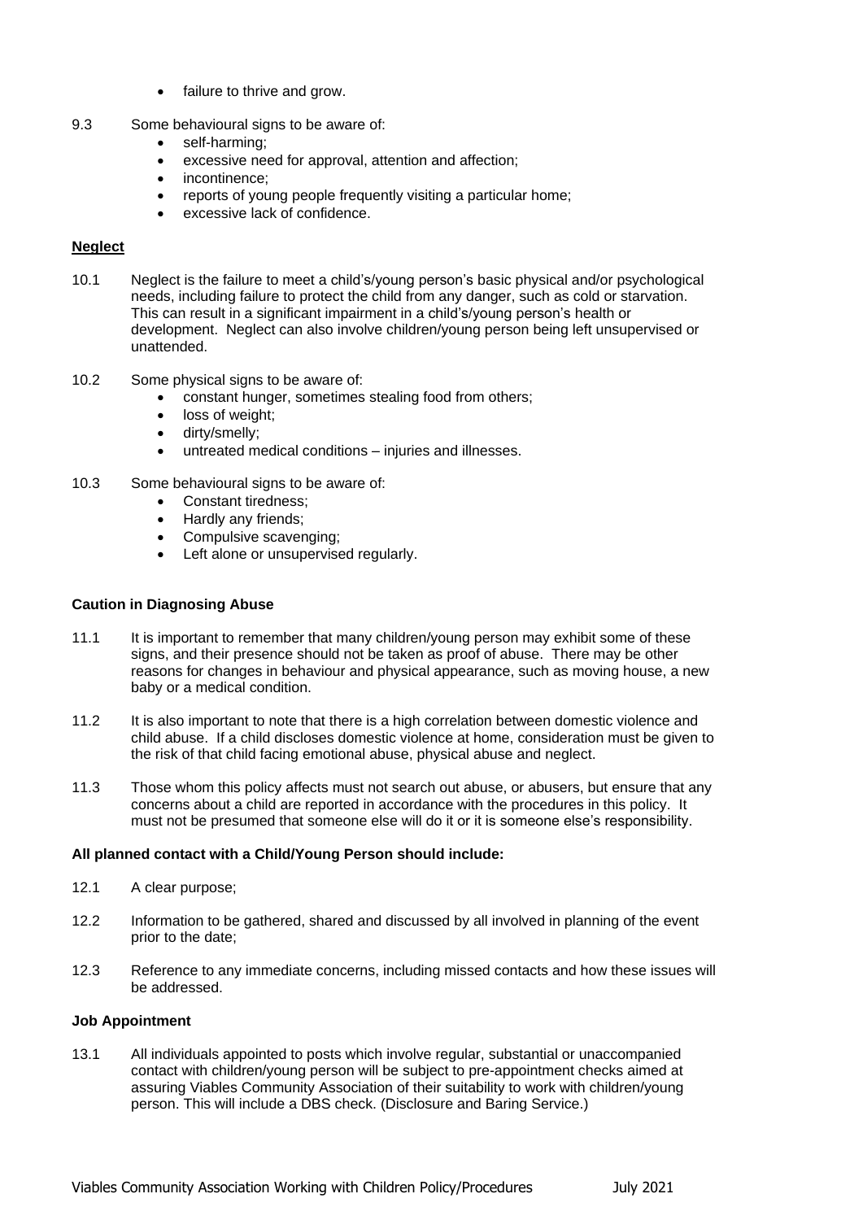- failure to thrive and grow.

9.3 Some behavioural signs to be aware of:
- self-harming;
- excessive need for approval, attention and affection;
- incontinence;
- reports of young people frequently visiting a particular home;
- excessive lack of confidence.

**Neglect**

10.1 Neglect is the failure to meet a child's/young person's basic physical and/or psychological needs, including failure to protect the child from any danger, such as cold or starvation. This can result in a significant impairment in a child's/young person's health or development. Neglect can also involve children/young person being left unsupervised or unattended.

10.2 Some physical signs to be aware of:
- constant hunger, sometimes stealing food from others;
- loss of weight;
- dirty/smelly;
- untreated medical conditions – injuries and illnesses.

10.3 Some behavioural signs to be aware of:
- Constant tiredness;
- Hardly any friends;
- Compulsive scavenging;
- Left alone or unsupervised regularly.

**Caution in Diagnosing Abuse**

11.1 It is important to remember that many children/young person may exhibit some of these signs, and their presence should not be taken as proof of abuse. There may be other reasons for changes in behaviour and physical appearance, such as moving house, a new baby or a medical condition.

11.2 It is also important to note that there is a high correlation between domestic violence and child abuse. If a child discloses domestic violence at home, consideration must be given to the risk of that child facing emotional abuse, physical abuse and neglect.

11.3 Those whom this policy affects must not search out abuse, or abusers, but ensure that any concerns about a child are reported in accordance with the procedures in this policy. It must not be presumed that someone else will do it or it is someone else's responsibility.

**All planned contact with a Child/Young Person should include:**

12.1 A clear purpose;

12.2 Information to be gathered, shared and discussed by all involved in planning of the event prior to the date;

12.3 Reference to any immediate concerns, including missed contacts and how these issues will be addressed.

**Job Appointment**

13.1 All individuals appointed to posts which involve regular, substantial or unaccompanied contact with children/young person will be subject to pre-appointment checks aimed at assuring Viables Community Association of their suitability to work with children/young person. This will include a DBS check. (Disclosure and Baring Service.)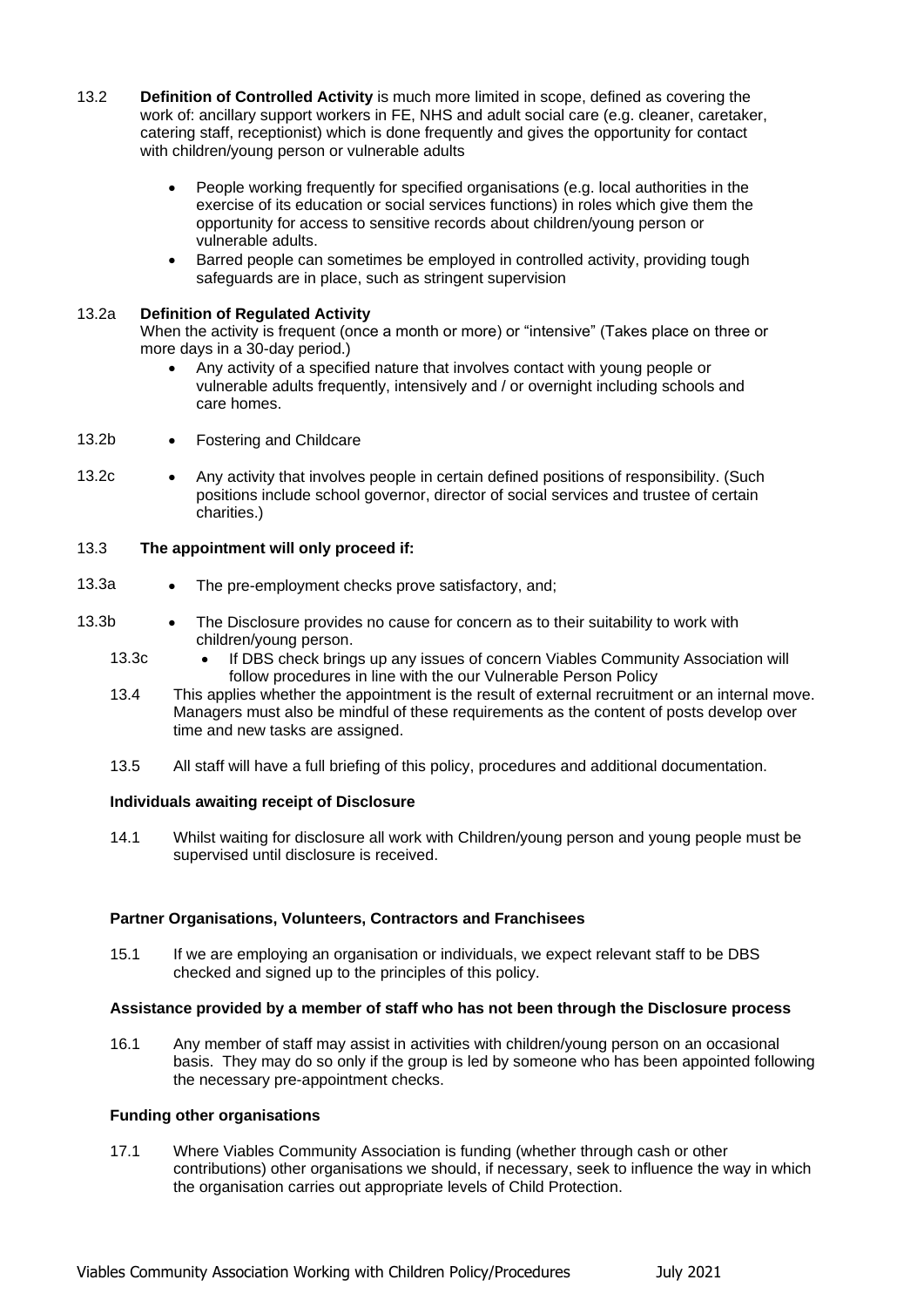13.2 **Definition of Controlled Activity** is much more limited in scope, defined as covering the work of: ancillary support workers in FE, NHS and adult social care (e.g. cleaner, caretaker, catering staff, receptionist) which is done frequently and gives the opportunity for contact with children/young person or vulnerable adults

- People working frequently for specified organisations (e.g. local authorities in the exercise of its education or social services functions) in roles which give them the opportunity for access to sensitive records about children/young person or vulnerable adults.
- Barred people can sometimes be employed in controlled activity, providing tough safeguards are in place, such as stringent supervision

13.2a **Definition of Regulated Activity**
When the activity is frequent (once a month or more) or "intensive" (Takes place on three or more days in a 30-day period.)

- Any activity of a specified nature that involves contact with young people or vulnerable adults frequently, intensively and / or overnight including schools and care homes.

13.2b
- Fostering and Childcare

13.2c
- Any activity that involves people in certain defined positions of responsibility. (Such positions include school governor, director of social services and trustee of certain charities.)

13.3 **The appointment will only proceed if:**

13.3a
- The pre-employment checks prove satisfactory, and;

13.3b
- The Disclosure provides no cause for concern as to their suitability to work with children/young person.

13.3c
- If DBS check brings up any issues of concern Viables Community Association will follow procedures in line with the our Vulnerable Person Policy

13.4 This applies whether the appointment is the result of external recruitment or an internal move. Managers must also be mindful of these requirements as the content of posts develop over time and new tasks are assigned.

13.5 All staff will have a full briefing of this policy, procedures and additional documentation.

**Individuals awaiting receipt of Disclosure**

14.1 Whilst waiting for disclosure all work with Children/young person and young people must be supervised until disclosure is received.

**Partner Organisations, Volunteers, Contractors and Franchisees**

15.1 If we are employing an organisation or individuals, we expect relevant staff to be DBS checked and signed up to the principles of this policy.

**Assistance provided by a member of staff who has not been through the Disclosure process**

16.1 Any member of staff may assist in activities with children/young person on an occasional basis. They may do so only if the group is led by someone who has been appointed following the necessary pre-appointment checks.

**Funding other organisations**

17.1 Where Viables Community Association is funding (whether through cash or other contributions) other organisations we should, if necessary, seek to influence the way in which the organisation carries out appropriate levels of Child Protection.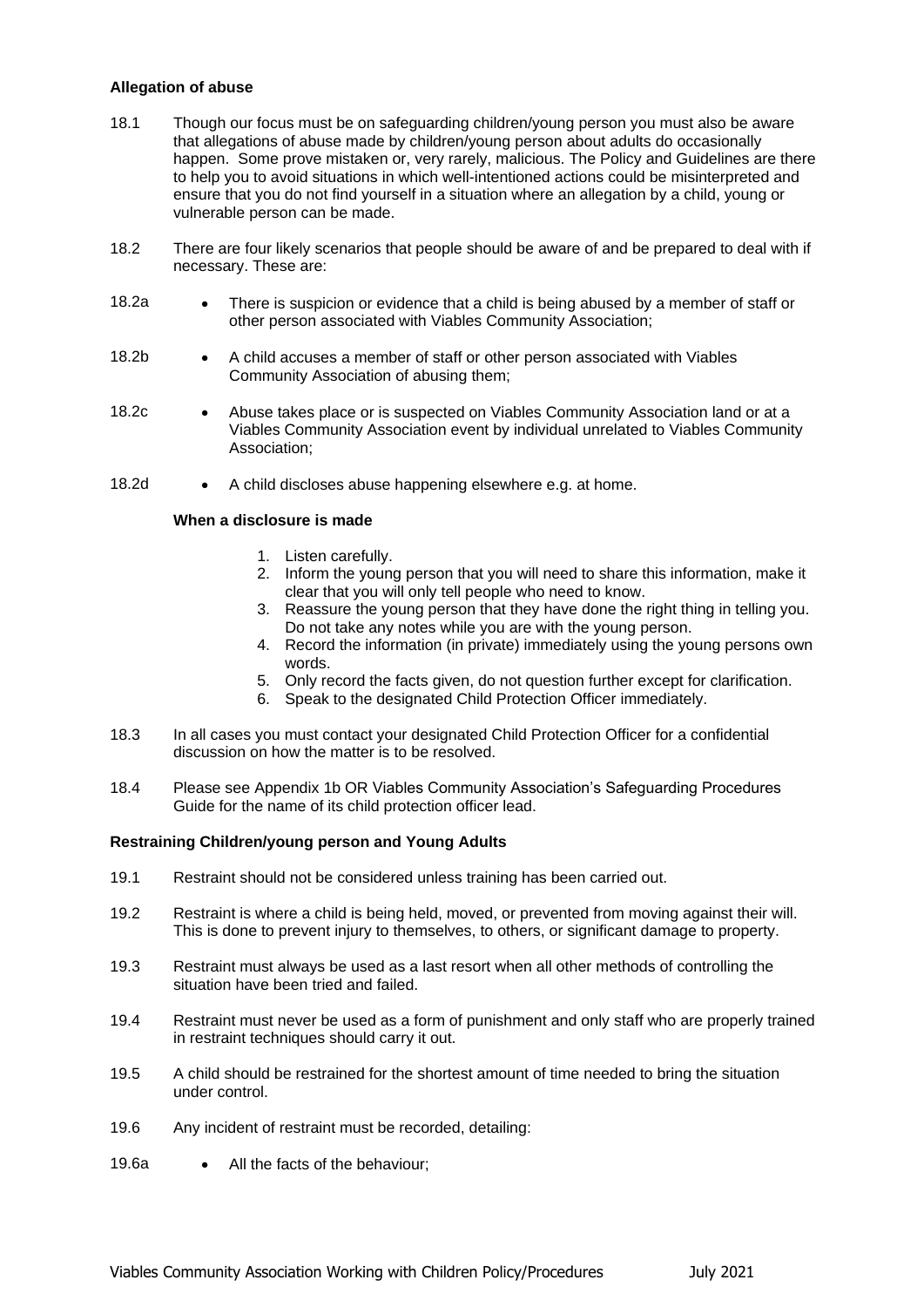**Allegation of abuse**

18.1 Though our focus must be on safeguarding children/young person you must also be aware that allegations of abuse made by children/young person about adults do occasionally happen. Some prove mistaken or, very rarely, malicious. The Policy and Guidelines are there to help you to avoid situations in which well-intentioned actions could be misinterpreted and ensure that you do not find yourself in a situation where an allegation by a child, young or vulnerable person can be made.

18.2 There are four likely scenarios that people should be aware of and be prepared to deal with if necessary. These are:

18.2a
- There is suspicion or evidence that a child is being abused by a member of staff or other person associated with Viables Community Association;

18.2b
- A child accuses a member of staff or other person associated with Viables Community Association of abusing them;

18.2c
- Abuse takes place or is suspected on Viables Community Association land or at a Viables Community Association event by individual unrelated to Viables Community Association;

18.2d
- A child discloses abuse happening elsewhere e.g. at home.

**When a disclosure is made**

1. Listen carefully.
2. Inform the young person that you will need to share this information, make it clear that you will only tell people who need to know.
3. Reassure the young person that they have done the right thing in telling you. Do not take any notes while you are with the young person.
4. Record the information (in private) immediately using the young persons own words.
5. Only record the facts given, do not question further except for clarification.
6. Speak to the designated Child Protection Officer immediately.

18.3 In all cases you must contact your designated Child Protection Officer for a confidential discussion on how the matter is to be resolved.

18.4 Please see Appendix 1b OR Viables Community Association's Safeguarding Procedures Guide for the name of its child protection officer lead.

**Restraining Children/young person and Young Adults**

19.1 Restraint should not be considered unless training has been carried out.

19.2 Restraint is where a child is being held, moved, or prevented from moving against their will. This is done to prevent injury to themselves, to others, or significant damage to property.

19.3 Restraint must always be used as a last resort when all other methods of controlling the situation have been tried and failed.

19.4 Restraint must never be used as a form of punishment and only staff who are properly trained in restraint techniques should carry it out.

19.5 A child should be restrained for the shortest amount of time needed to bring the situation under control.

19.6 Any incident of restraint must be recorded, detailing:

19.6a
- All the facts of the behaviour;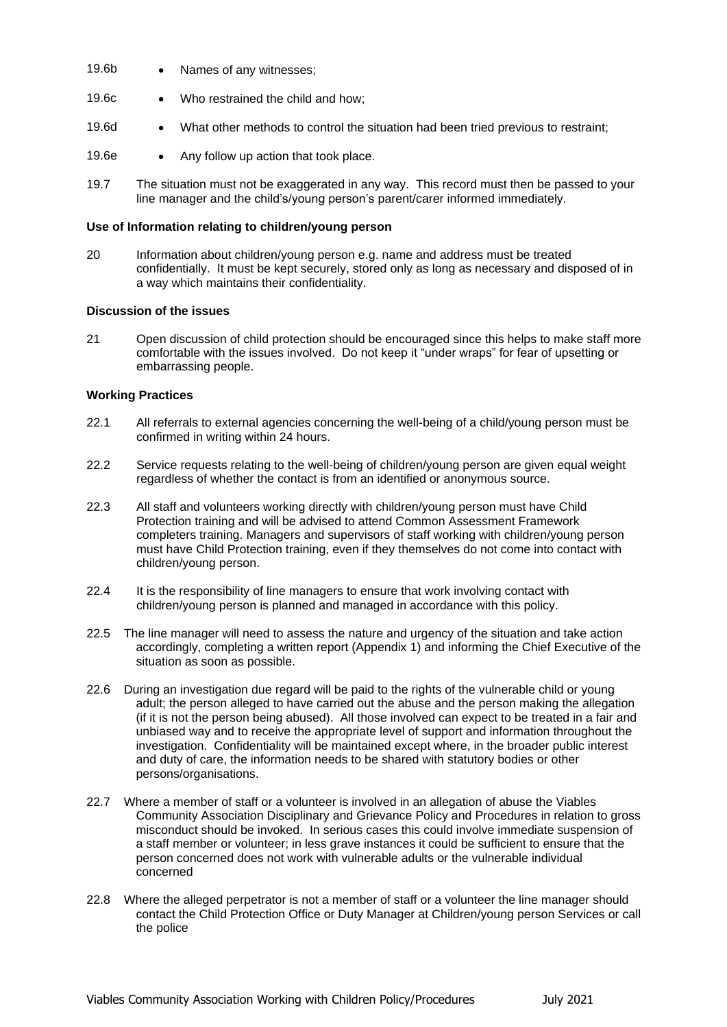19.6b • Names of any witnesses;

19.6c • Who restrained the child and how;

19.6d • What other methods to control the situation had been tried previous to restraint;

19.6e • Any follow up action that took place.

19.7 The situation must not be exaggerated in any way. This record must then be passed to your line manager and the child's/young person's parent/carer informed immediately.

**Use of Information relating to children/young person**

20 Information about children/young person e.g. name and address must be treated confidentially. It must be kept securely, stored only as long as necessary and disposed of in a way which maintains their confidentiality.

**Discussion of the issues**

21 Open discussion of child protection should be encouraged since this helps to make staff more comfortable with the issues involved. Do not keep it "under wraps" for fear of upsetting or embarrassing people.

**Working Practices**

22.1 All referrals to external agencies concerning the well-being of a child/young person must be confirmed in writing within 24 hours.

22.2 Service requests relating to the well-being of children/young person are given equal weight regardless of whether the contact is from an identified or anonymous source.

22.3 All staff and volunteers working directly with children/young person must have Child Protection training and will be advised to attend Common Assessment Framework completers training. Managers and supervisors of staff working with children/young person must have Child Protection training, even if they themselves do not come into contact with children/young person.

22.4 It is the responsibility of line managers to ensure that work involving contact with children/young person is planned and managed in accordance with this policy.

22.5 The line manager will need to assess the nature and urgency of the situation and take action accordingly, completing a written report (Appendix 1) and informing the Chief Executive of the situation as soon as possible.

22.6 During an investigation due regard will be paid to the rights of the vulnerable child or young adult; the person alleged to have carried out the abuse and the person making the allegation (if it is not the person being abused). All those involved can expect to be treated in a fair and unbiased way and to receive the appropriate level of support and information throughout the investigation. Confidentiality will be maintained except where, in the broader public interest and duty of care, the information needs to be shared with statutory bodies or other persons/organisations.

22.7 Where a member of staff or a volunteer is involved in an allegation of abuse the Viables Community Association Disciplinary and Grievance Policy and Procedures in relation to gross misconduct should be invoked. In serious cases this could involve immediate suspension of a staff member or volunteer; in less grave instances it could be sufficient to ensure that the person concerned does not work with vulnerable adults or the vulnerable individual concerned

22.8 Where the alleged perpetrator is not a member of staff or a volunteer the line manager should contact the Child Protection Office or Duty Manager at Children/young person Services or call the police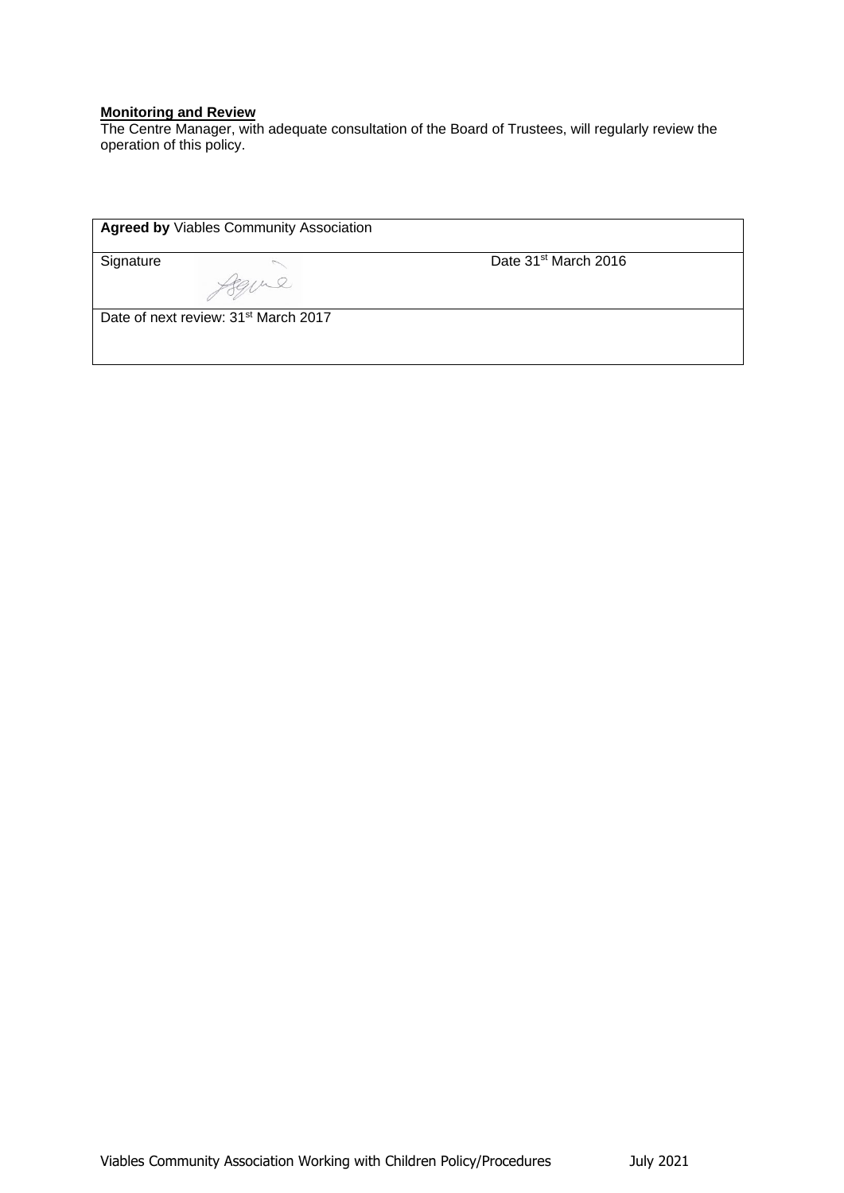**Monitoring and Review**

The Centre Manager, with adequate consultation of the Board of Trustees, will regularly review the operation of this policy.

| **Agreed by** Viables Community Association | |
|---|---|
| Signature | Date 31st March 2016 |
| Date of next review: 31st March 2017 | |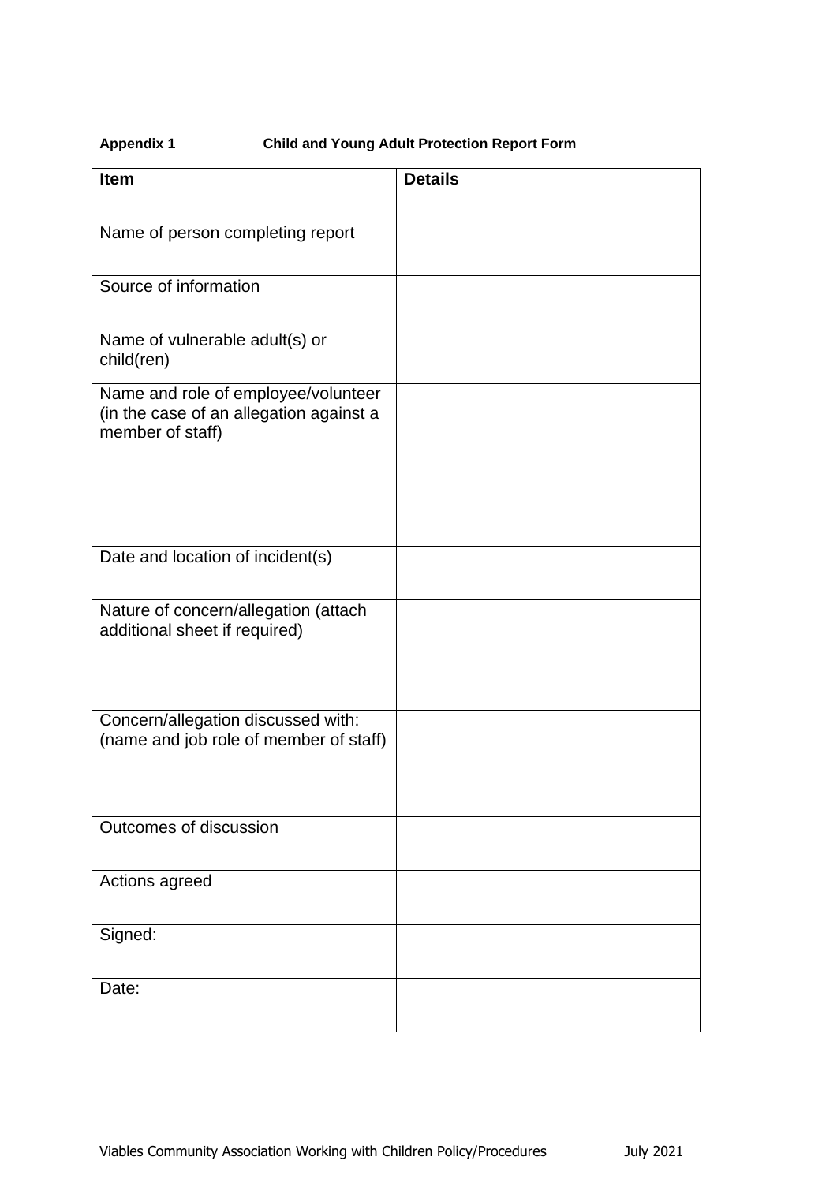**Appendix 1** **Child and Young Adult Protection Report Form**

| Item | Details |
| --- | --- |
| Name of person completing report | |
| Source of information | |
| Name of vulnerable adult(s) or child(ren) | |
| Name and role of employee/volunteer (in the case of an allegation against a member of staff) | |
| Date and location of incident(s) | |
| Nature of concern/allegation (attach additional sheet if required) | |
| Concern/allegation discussed with: (name and job role of member of staff) | |
| Outcomes of discussion | |
| Actions agreed | |
| Signed: | |
| Date: | |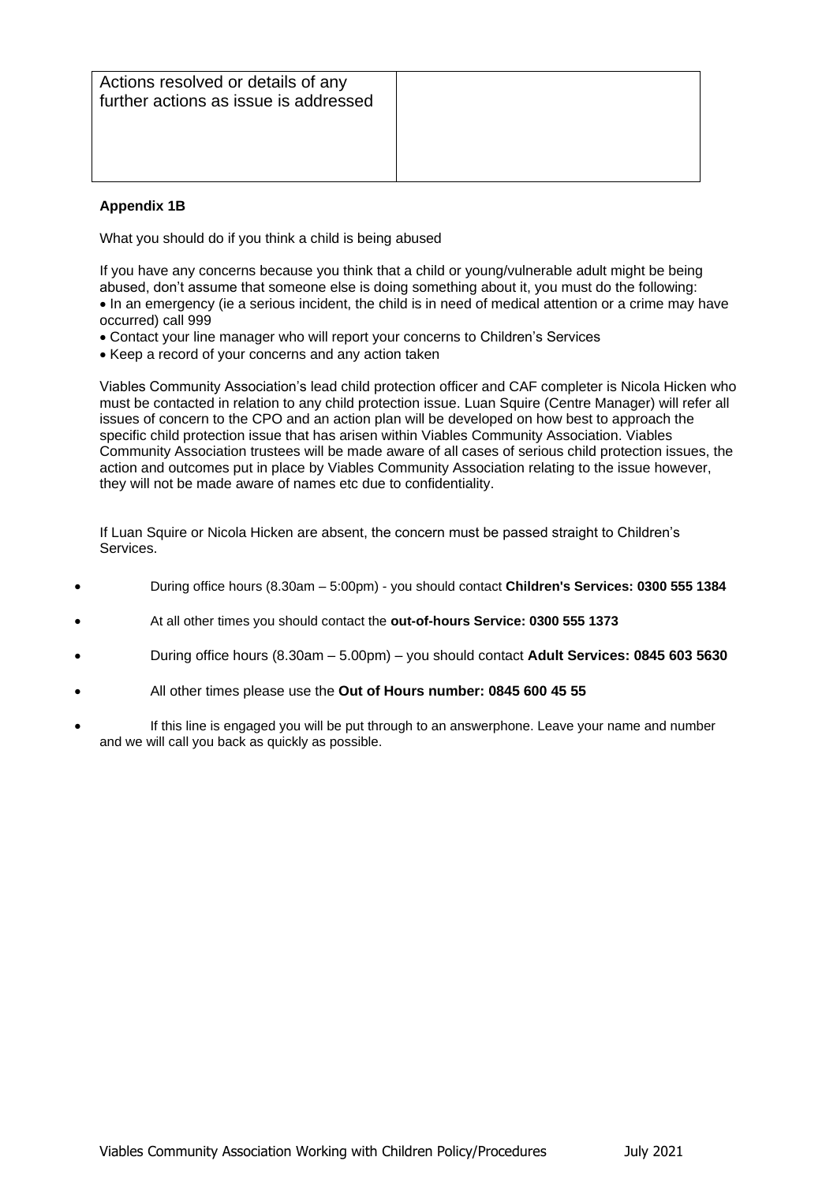| | |
|---|---|
| Actions resolved or details of any further actions as issue is addressed | |

**Appendix 1B**

What you should do if you think a child is being abused

If you have any concerns because you think that a child or young/vulnerable adult might be being abused, don't assume that someone else is doing something about it, you must do the following:

- In an emergency (ie a serious incident, the child is in need of medical attention or a crime may have occurred) call 999
- Contact your line manager who will report your concerns to Children's Services
- Keep a record of your concerns and any action taken

Viables Community Association's lead child protection officer and CAF completer is Nicola Hicken who must be contacted in relation to any child protection issue. Luan Squire (Centre Manager) will refer all issues of concern to the CPO and an action plan will be developed on how best to approach the specific child protection issue that has arisen within Viables Community Association. Viables Community Association trustees will be made aware of all cases of serious child protection issues, the action and outcomes put in place by Viables Community Association relating to the issue however, they will not be made aware of names etc due to confidentiality.

If Luan Squire or Nicola Hicken are absent, the concern must be passed straight to Children's Services.

- During office hours (8.30am – 5:00pm) - you should contact **Children's Services: 0300 555 1384**
- At all other times you should contact the **out-of-hours Service: 0300 555 1373**
- During office hours (8.30am – 5.00pm) – you should contact **Adult Services: 0845 603 5630**
- All other times please use the **Out of Hours number: 0845 600 45 55**
- If this line is engaged you will be put through to an answerphone. Leave your name and number and we will call you back as quickly as possible.